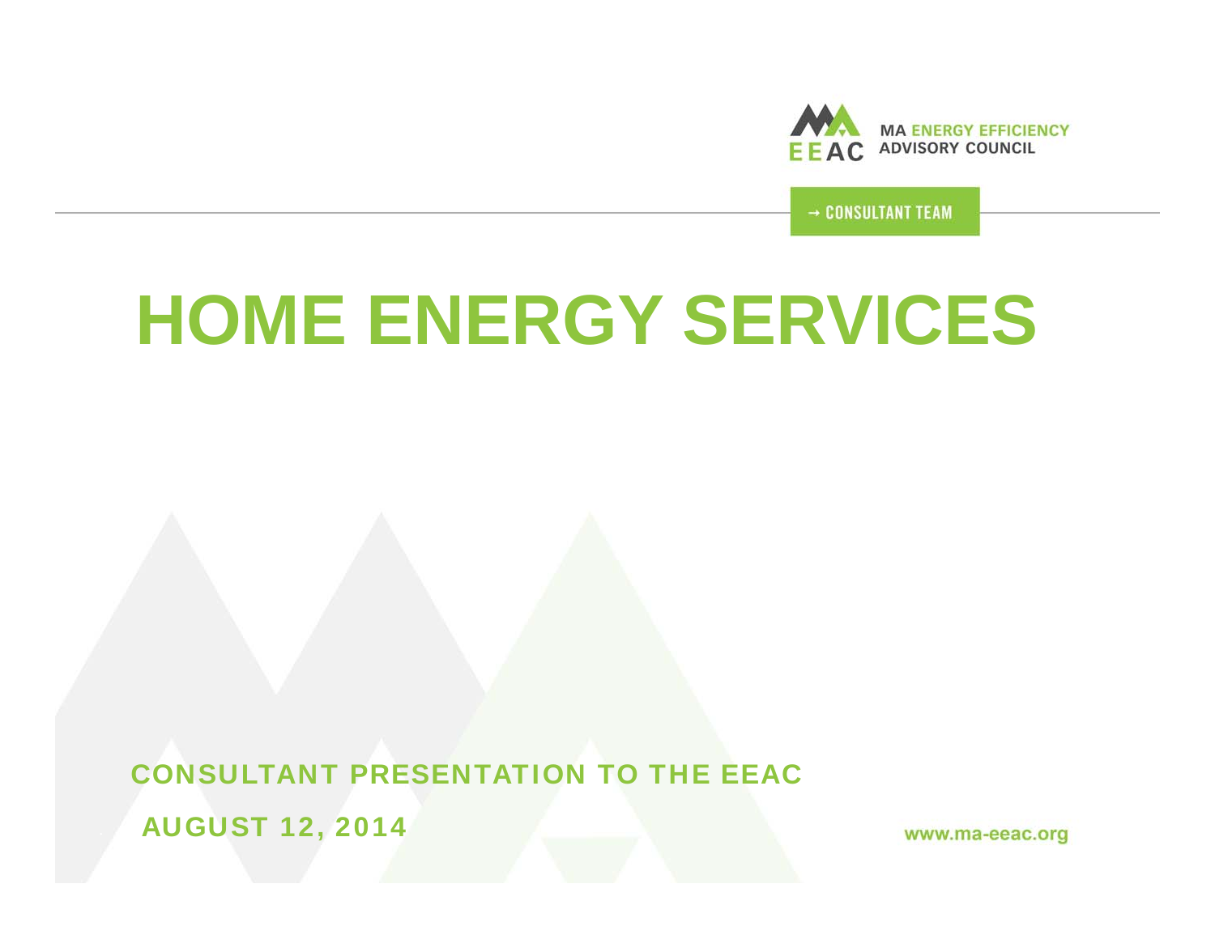MA ENERGY EFFICIENCY ADVISORY COUNCIL

→ CONSULTANT TEAM

# HOME ENERGY SERVICES

CONSULTANT PRESENTATION TO THE EEAC

AUGUST 12, 2014

www.ma-eeac.org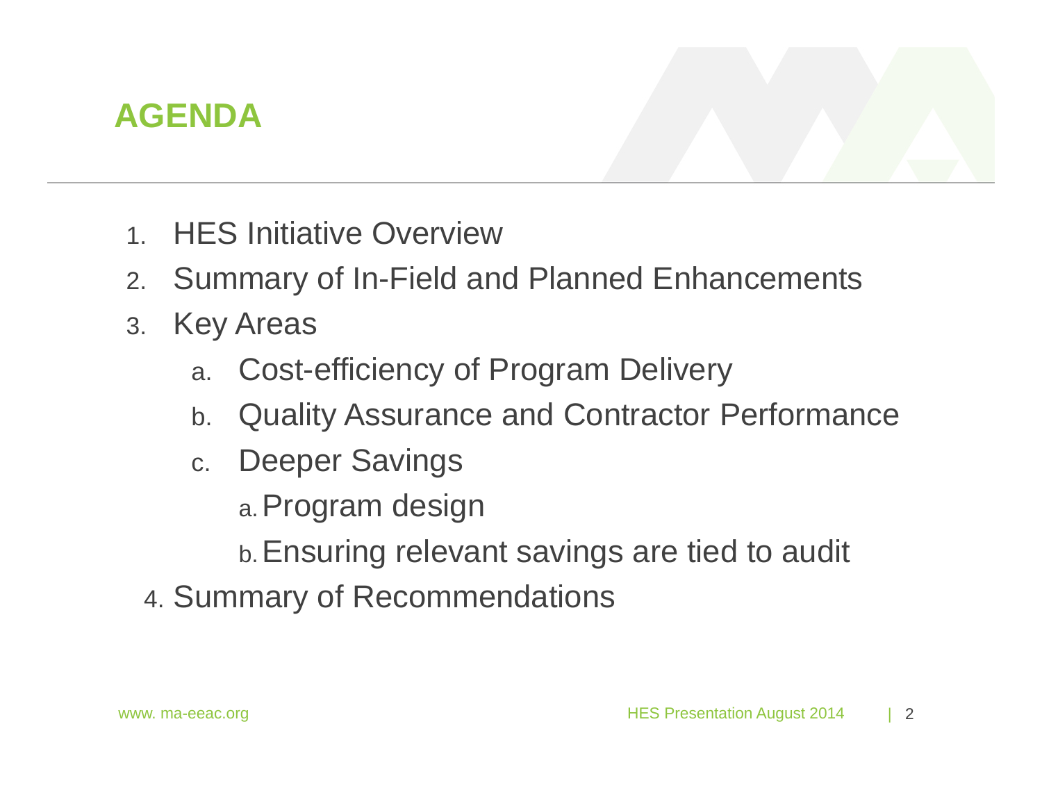# AGENDA

1. HES Initiative Overview
2. Summary of In-Field and Planned Enhancements
3. Key Areas
   a. Cost-efficiency of Program Delivery
   b. Quality Assurance and Contractor Performance
   c. Deeper Savings
      a. Program design
      b. Ensuring relevant savings are tied to audit
4. Summary of Recommendations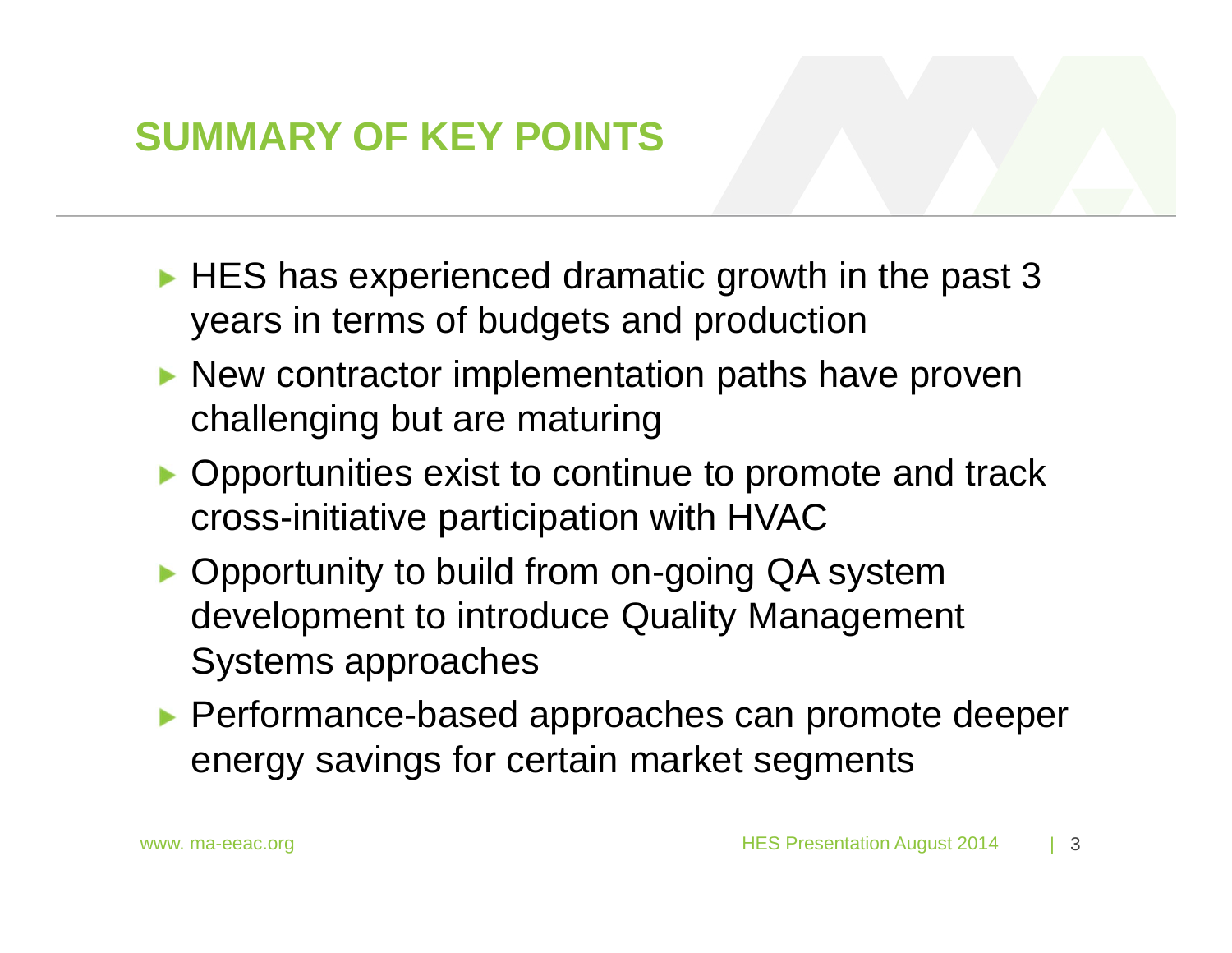# SUMMARY OF KEY POINTS

- HES has experienced dramatic growth in the past 3 years in terms of budgets and production
- New contractor implementation paths have proven challenging but are maturing
- Opportunities exist to continue to promote and track cross-initiative participation with HVAC
- Opportunity to build from on-going QA system development to introduce Quality Management Systems approaches
- Performance-based approaches can promote deeper energy savings for certain market segments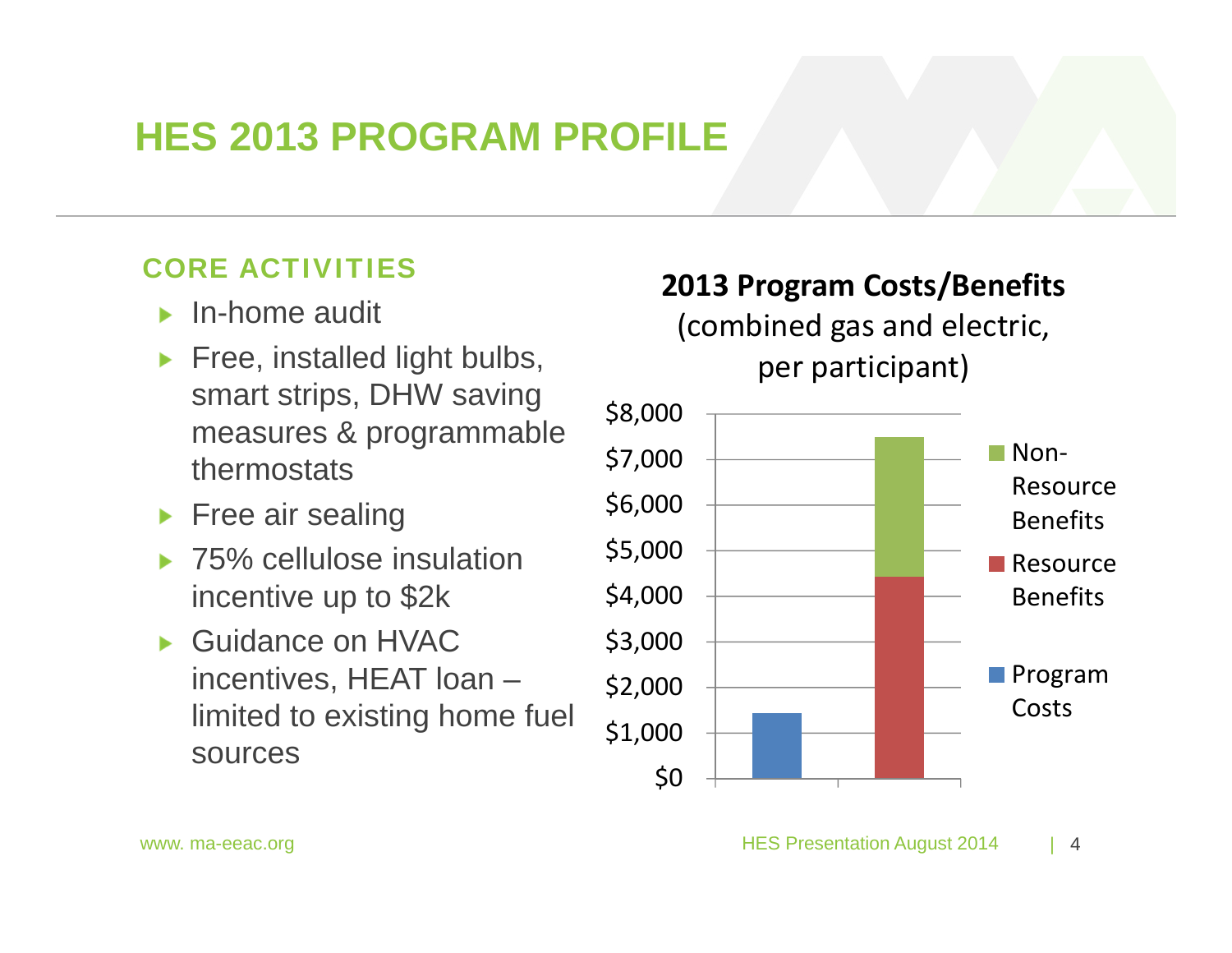# HES 2013 PROGRAM PROFILE

## CORE ACTIVITIES

- In-home audit
- Free, installed light bulbs, smart strips, DHW saving measures & programmable thermostats
- Free air sealing
- 75% cellulose insulation incentive up to $2k
- Guidance on HVAC incentives, HEAT loan – limited to existing home fuel sources

**2013 Program Costs/Benefits**
(combined gas and electric, per participant)

$8,000
$7,000
$6,000
$5,000
$4,000
$3,000
$2,000
$1,000
$0

- Non-Resource Benefits
- Resource Benefits
- Program Costs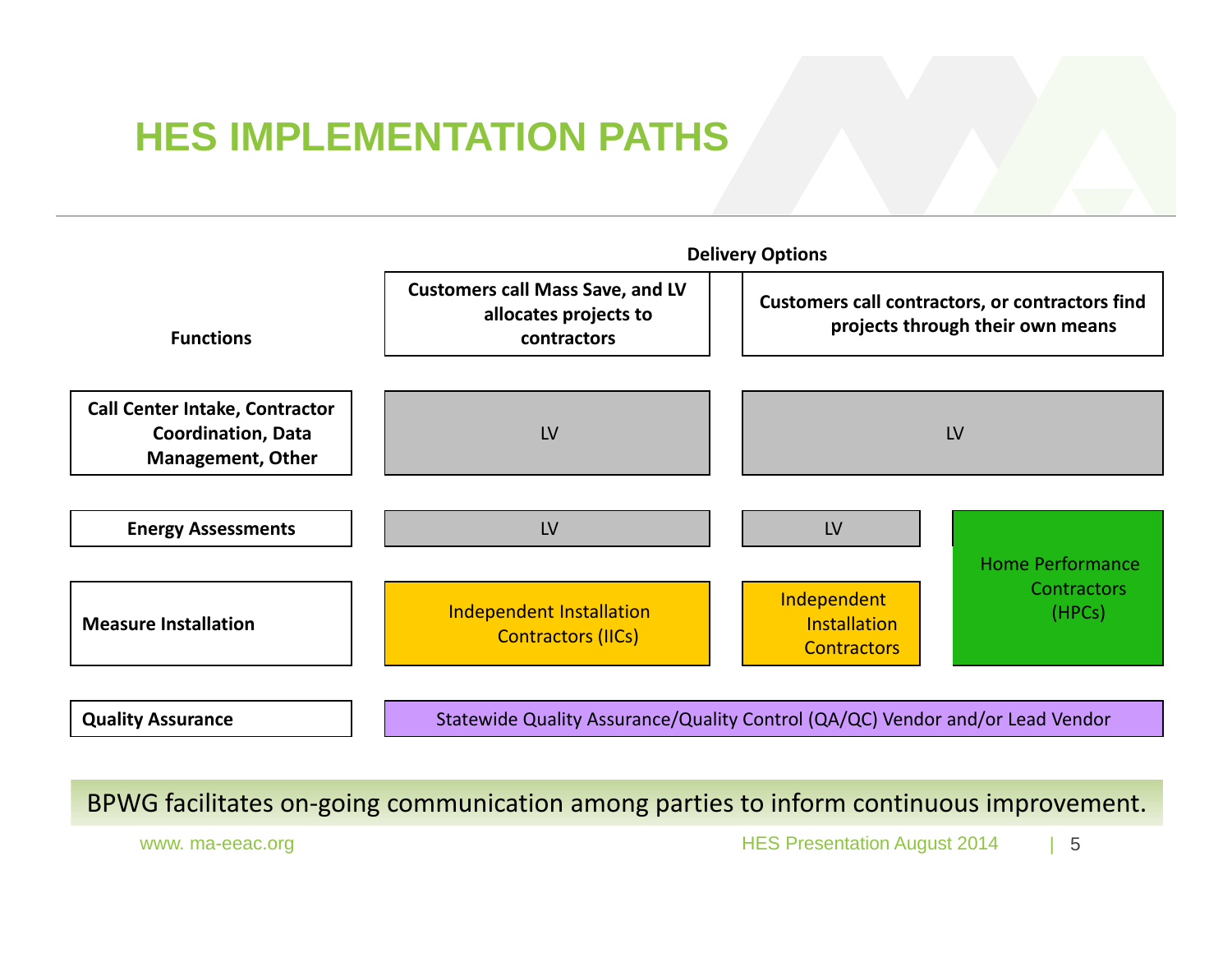# HES IMPLEMENTATION PATHS

| Functions | Delivery Options: Customers call Mass Save, and LV allocates projects to contractors | Delivery Options: Customers call contractors, or contractors find projects through their own means | |
|---|---|---|---|
| **Call Center Intake, Contractor Coordination, Data Management, Other** | LV | LV | |
| **Energy Assessments** | LV | LV | Home Performance Contractors (HPCs) |
| **Measure Installation** | Independent Installation Contractors (IICs) | Independent Installation Contractors | Home Performance Contractors (HPCs) |
| **Quality Assurance** | Statewide Quality Assurance/Quality Control (QA/QC) Vendor and/or Lead Vendor | | |

BPWG facilitates on-going communication among parties to inform continuous improvement.

www. ma-eeac.org

HES Presentation August 2014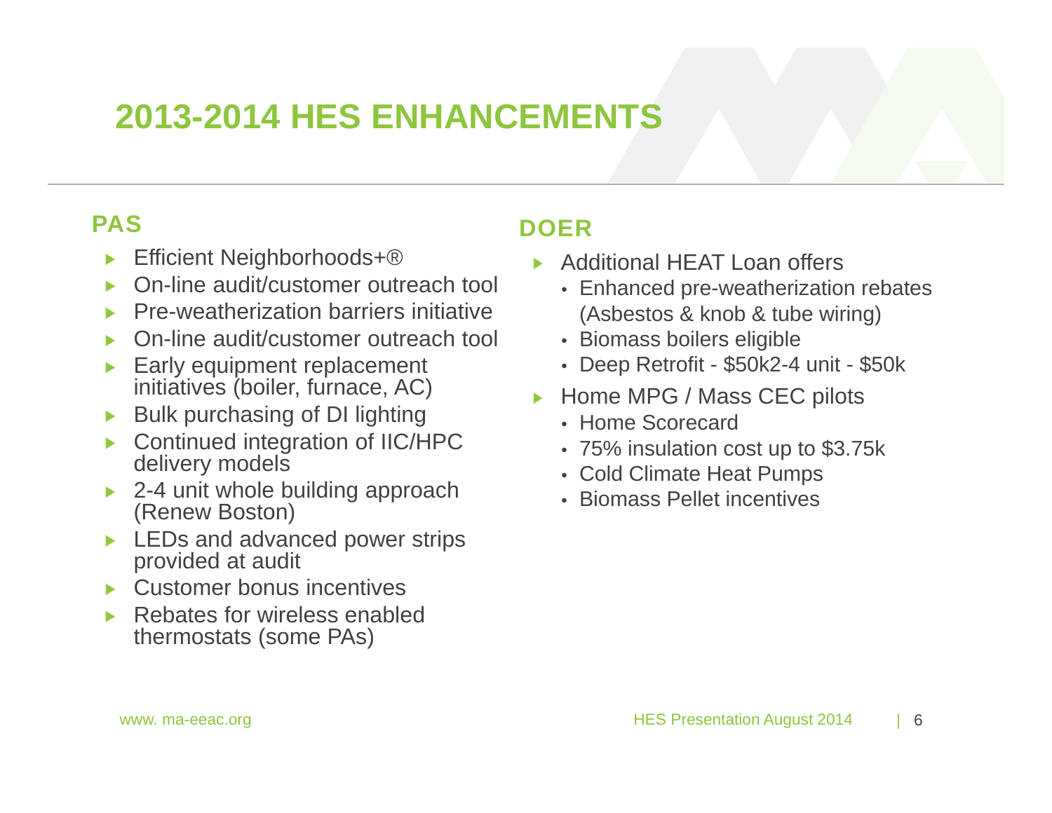# 2013-2014 HES ENHANCEMENTS

## PAS

- Efficient Neighborhoods+®
- On-line audit/customer outreach tool
- Pre-weatherization barriers initiative
- On-line audit/customer outreach tool
- Early equipment replacement initiatives (boiler, furnace, AC)
- Bulk purchasing of DI lighting
- Continued integration of IIC/HPC delivery models
- 2-4 unit whole building approach (Renew Boston)
- LEDs and advanced power strips provided at audit
- Customer bonus incentives
- Rebates for wireless enabled thermostats (some PAs)

## DOER

- Additional HEAT Loan offers
  - Enhanced pre-weatherization rebates (Asbestos & knob & tube wiring)
  - Biomass boilers eligible
  - Deep Retrofit - $50k2-4 unit - $50k
- Home MPG / Mass CEC pilots
  - Home Scorecard
  - 75% insulation cost up to $3.75k
  - Cold Climate Heat Pumps
  - Biomass Pellet incentives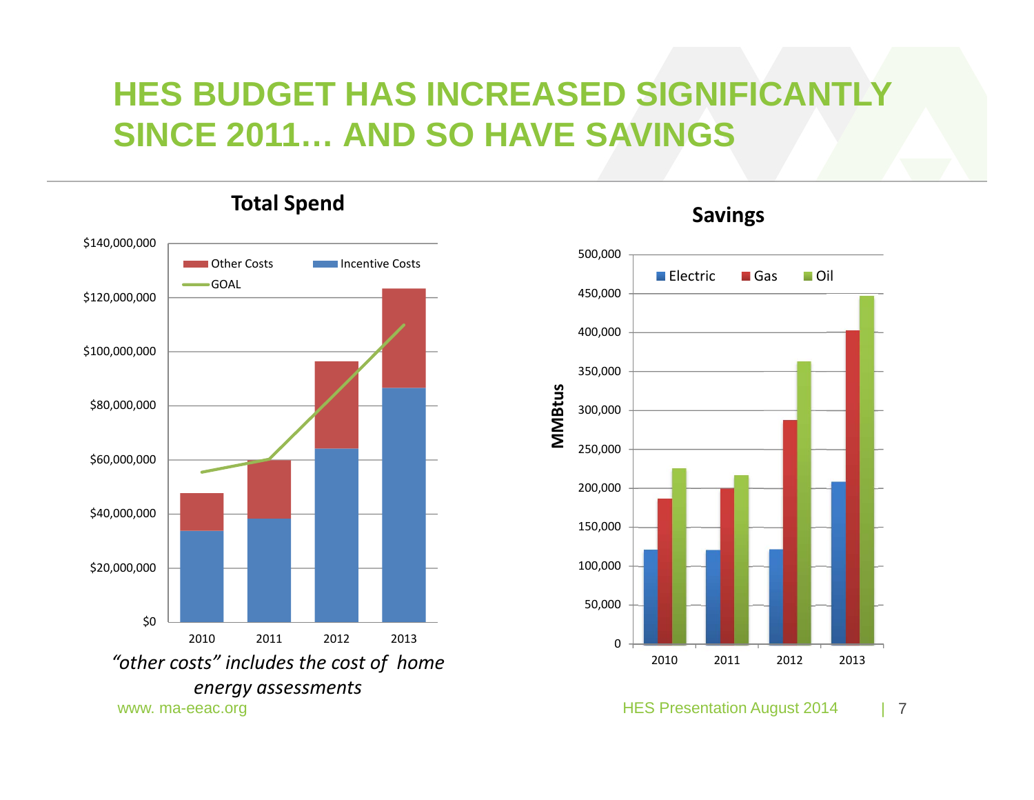# HES BUDGET HAS INCREASED SIGNIFICANTLY SINCE 2011… AND SO HAVE SAVINGS

**Total Spend**

$140,000,000
$120,000,000
$100,000,000
$80,000,000
$60,000,000
$40,000,000
$20,000,000
$0

Other Costs | Incentive Costs | GOAL

2010 2011 2012 2013

*"other costs" includes the cost of home energy assessments*

**Savings**

MMBtus

500,000
450,000
400,000
350,000
300,000
250,000
200,000
150,000
100,000
50,000
0

Electric | Gas | Oil

2010 2011 2012 2013

www. ma-eeac.org

HES Presentation August 2014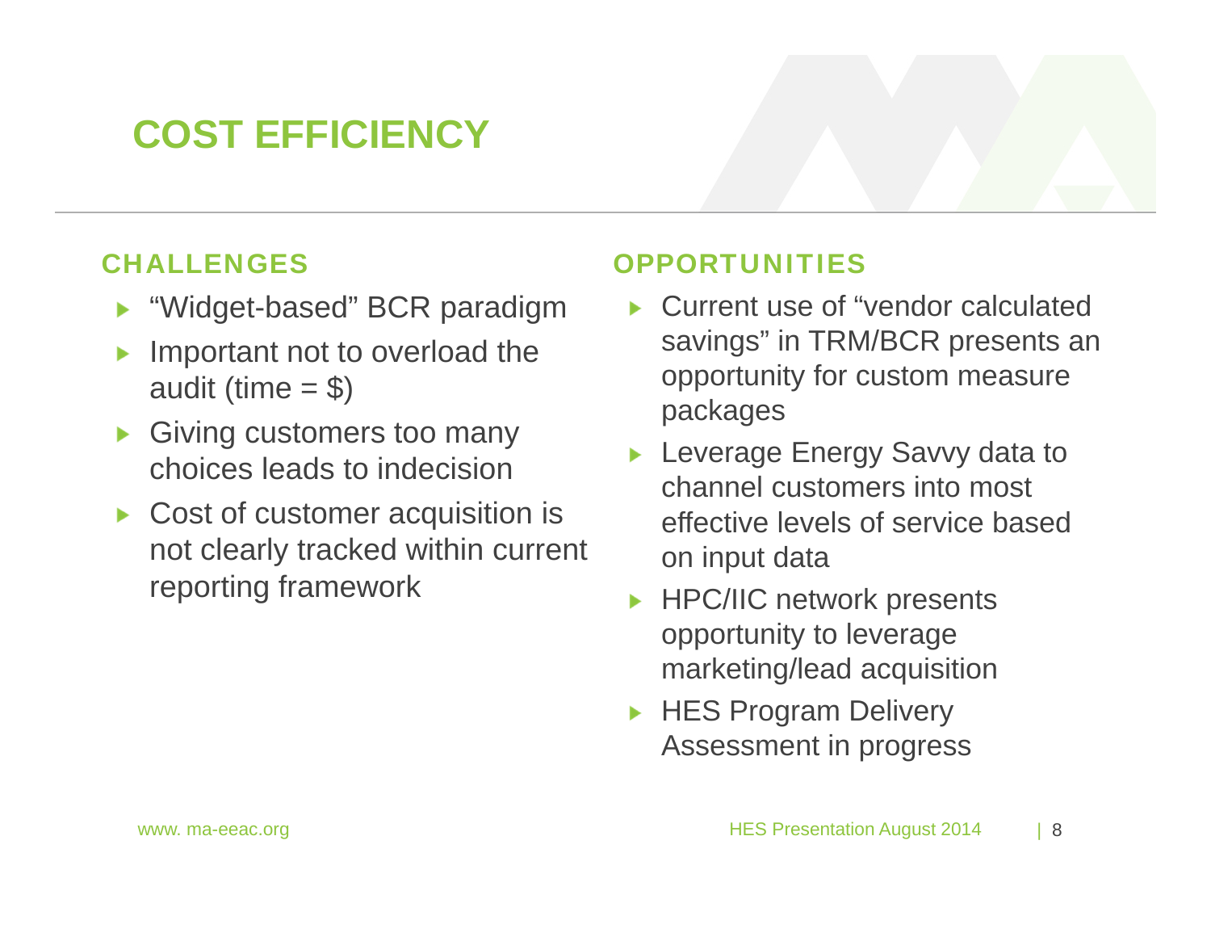# COST EFFICIENCY

## CHALLENGES

- “Widget-based” BCR paradigm
- Important not to overload the audit (time = $)
- Giving customers too many choices leads to indecision
- Cost of customer acquisition is not clearly tracked within current reporting framework

## OPPORTUNITIES

- Current use of “vendor calculated savings” in TRM/BCR presents an opportunity for custom measure packages
- Leverage Energy Savvy data to channel customers into most effective levels of service based on input data
- HPC/IIC network presents opportunity to leverage marketing/lead acquisition
- HES Program Delivery Assessment in progress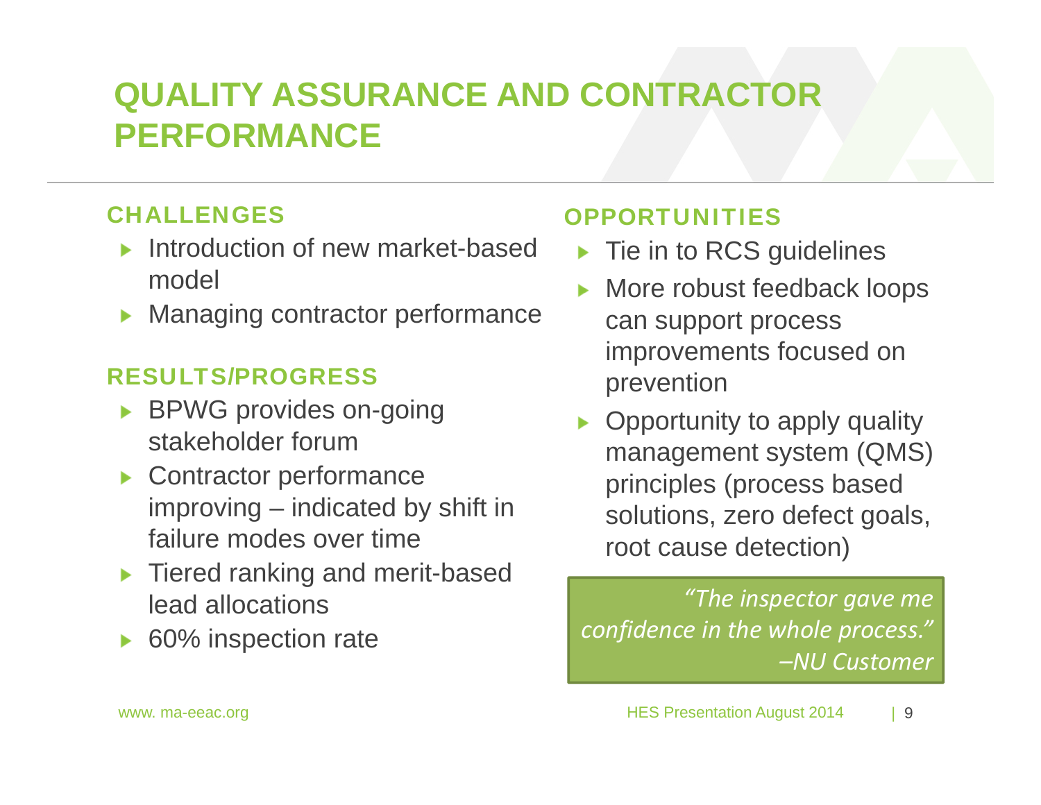# QUALITY ASSURANCE AND CONTRACTOR PERFORMANCE

## CHALLENGES

- Introduction of new market-based model
- Managing contractor performance

## RESULTS/PROGRESS

- BPWG provides on-going stakeholder forum
- Contractor performance improving – indicated by shift in failure modes over time
- Tiered ranking and merit-based lead allocations
- 60% inspection rate

## OPPORTUNITIES

- Tie in to RCS guidelines
- More robust feedback loops can support process improvements focused on prevention
- Opportunity to apply quality management system (QMS) principles (process based solutions, zero defect goals, root cause detection)

> *"The inspector gave me confidence in the whole process." –NU Customer*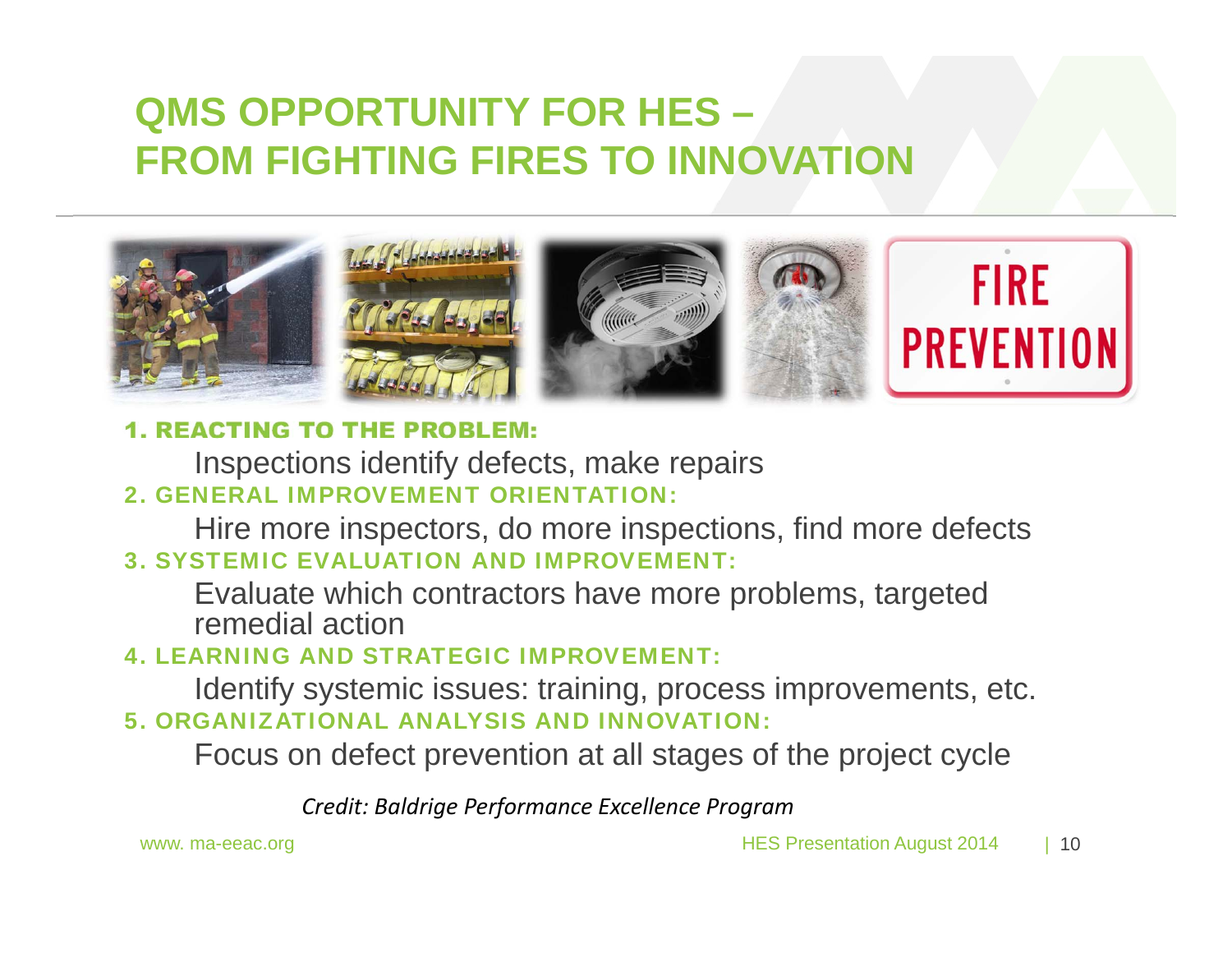# QMS OPPORTUNITY FOR HES – FROM FIGHTING FIRES TO INNOVATION

**1. REACTING TO THE PROBLEM:**

Inspections identify defects, make repairs

**2. GENERAL IMPROVEMENT ORIENTATION:**

Hire more inspectors, do more inspections, find more defects

**3. SYSTEMIC EVALUATION AND IMPROVEMENT:**

Evaluate which contractors have more problems, targeted remedial action

**4. LEARNING AND STRATEGIC IMPROVEMENT:**

Identify systemic issues: training, process improvements, etc.

**5. ORGANIZATIONAL ANALYSIS AND INNOVATION:**

Focus on defect prevention at all stages of the project cycle

*Credit: Baldrige Performance Excellence Program*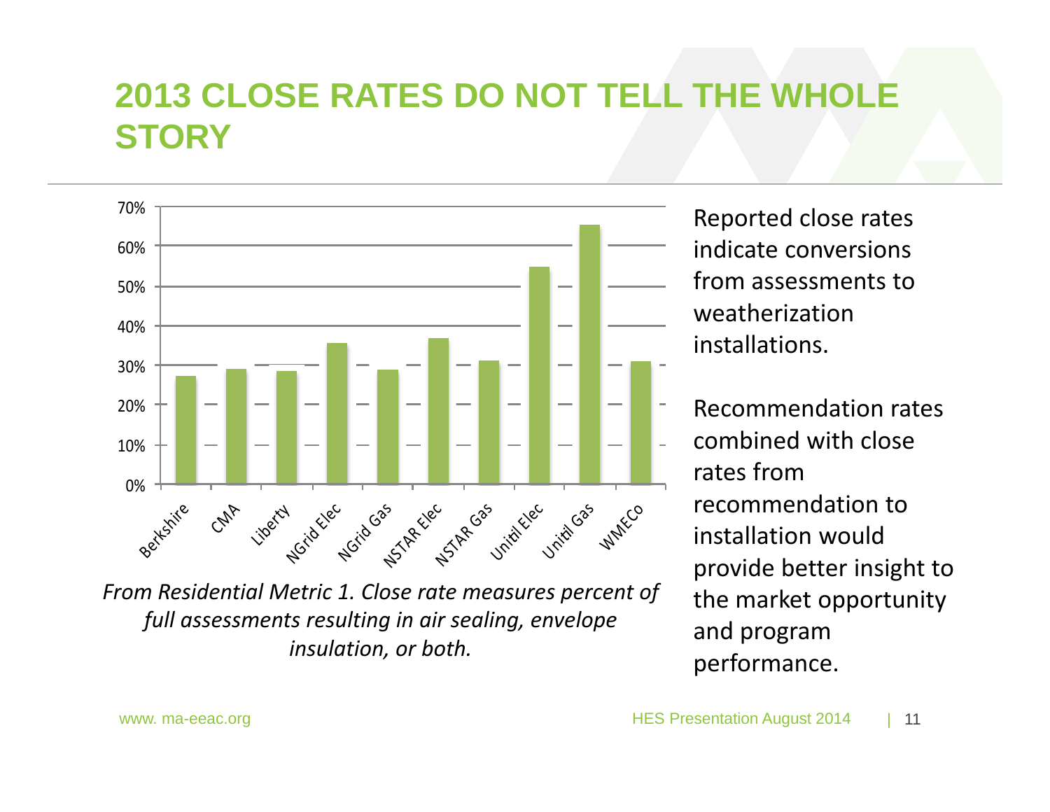# 2013 CLOSE RATES DO NOT TELL THE WHOLE STORY

| Utility | Close Rate (approx.) |
|---|---|
| Berkshire | 27% |
| CMA | 29% |
| Liberty | 28.5% |
| NGrid Elec | 35.5% |
| NGrid Gas | 29% |
| NSTAR Elec | 37% |
| NSTAR Gas | 31% |
| Unitil Elec | 55% |
| Unitil Gas | 65.5% |
| WMECo | 31% |

*From Residential Metric 1. Close rate measures percent of full assessments resulting in air sealing, envelope insulation, or both.*

Reported close rates indicate conversions from assessments to weatherization installations.

Recommendation rates combined with close rates from recommendation to installation would provide better insight to the market opportunity and program performance.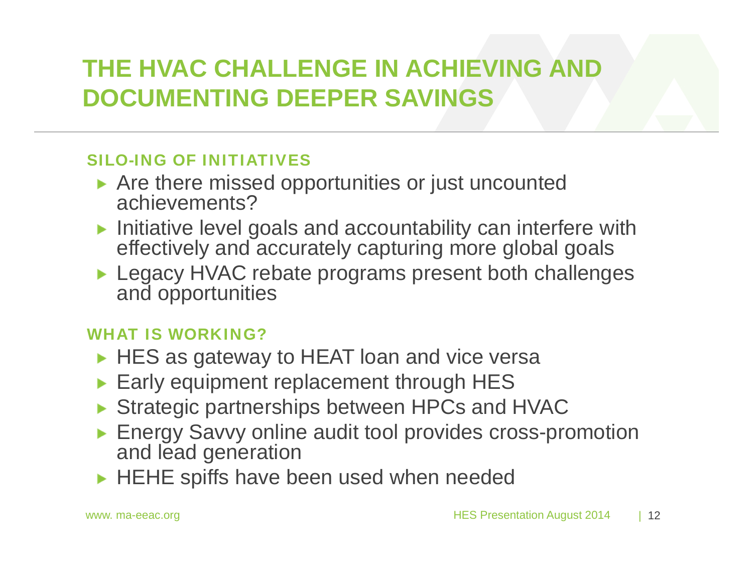# THE HVAC CHALLENGE IN ACHIEVING AND DOCUMENTING DEEPER SAVINGS

## SILO-ING OF INITIATIVES

- Are there missed opportunities or just uncounted achievements?
- Initiative level goals and accountability can interfere with effectively and accurately capturing more global goals
- Legacy HVAC rebate programs present both challenges and opportunities

## WHAT IS WORKING?

- HES as gateway to HEAT loan and vice versa
- Early equipment replacement through HES
- Strategic partnerships between HPCs and HVAC
- Energy Savvy online audit tool provides cross-promotion and lead generation
- HEHE spiffs have been used when needed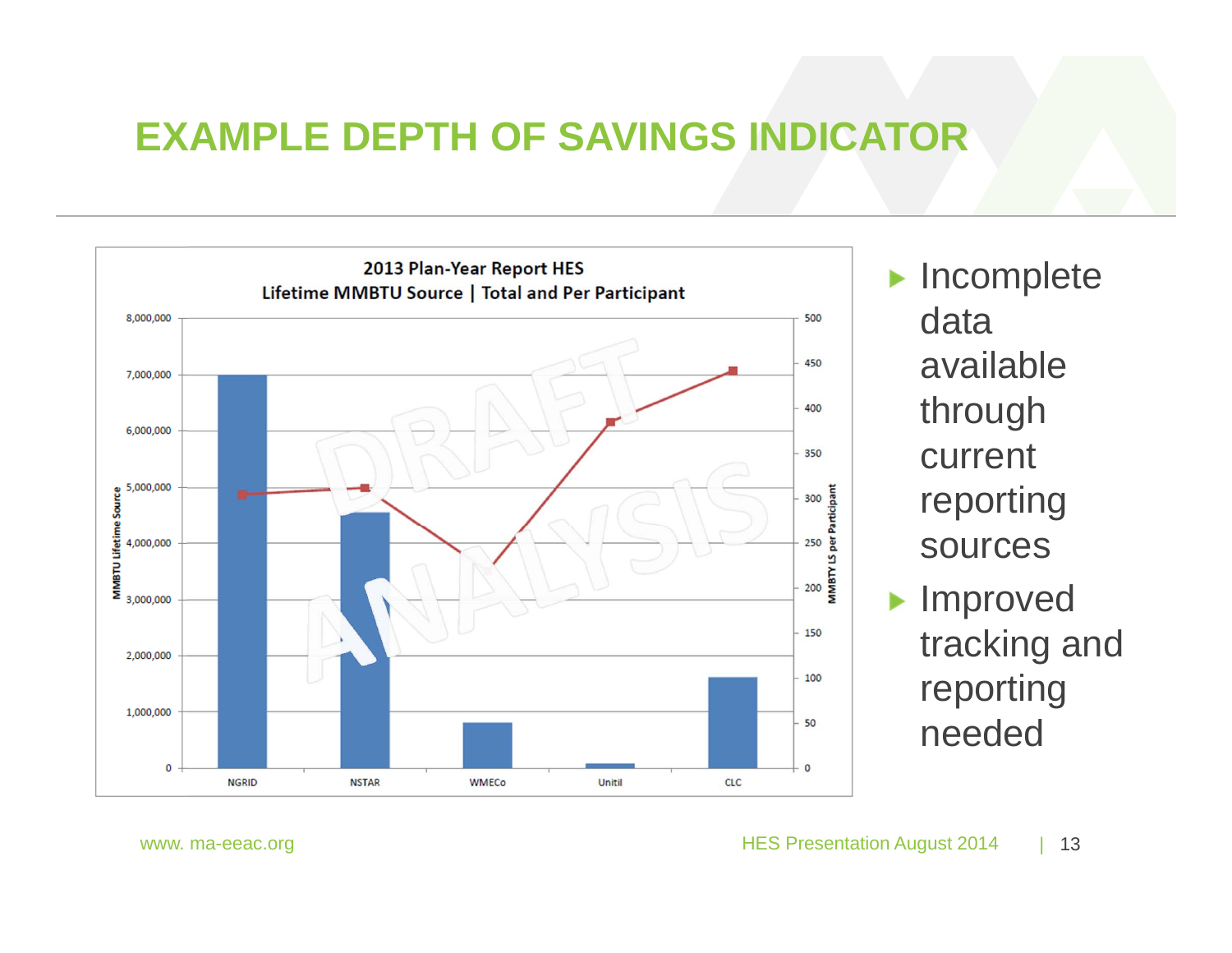# EXAMPLE DEPTH OF SAVINGS INDICATOR

**2013 Plan-Year Report HES**
**Lifetime MMBTU Source | Total and Per Participant**

- Incomplete data available through current reporting sources
- Improved tracking and reporting needed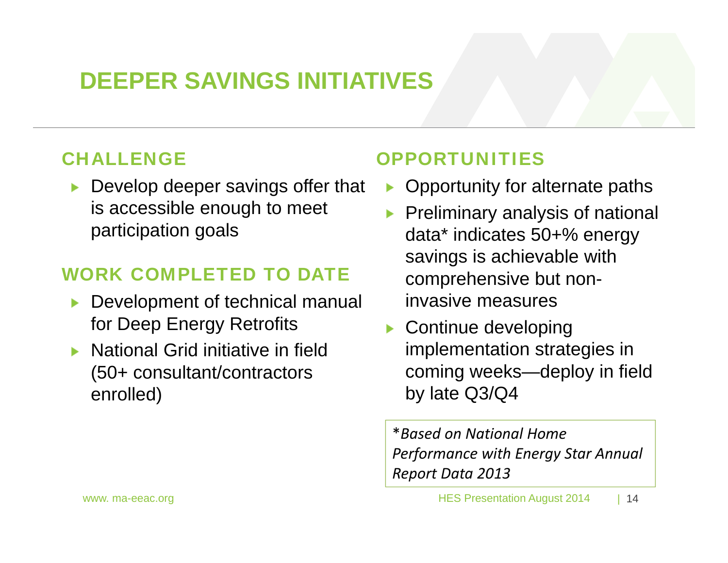# DEEPER SAVINGS INITIATIVES

## CHALLENGE

- Develop deeper savings offer that is accessible enough to meet participation goals

## WORK COMPLETED TO DATE

- Development of technical manual for Deep Energy Retrofits
- National Grid initiative in field (50+ consultant/contractors enrolled)

## OPPORTUNITIES

- Opportunity for alternate paths
- Preliminary analysis of national data* indicates 50+% energy savings is achievable with comprehensive but non-invasive measures
- Continue developing implementation strategies in coming weeks—deploy in field by late Q3/Q4

*\*Based on National Home Performance with Energy Star Annual Report Data 2013*

www. ma-eeac.org

HES Presentation August 2014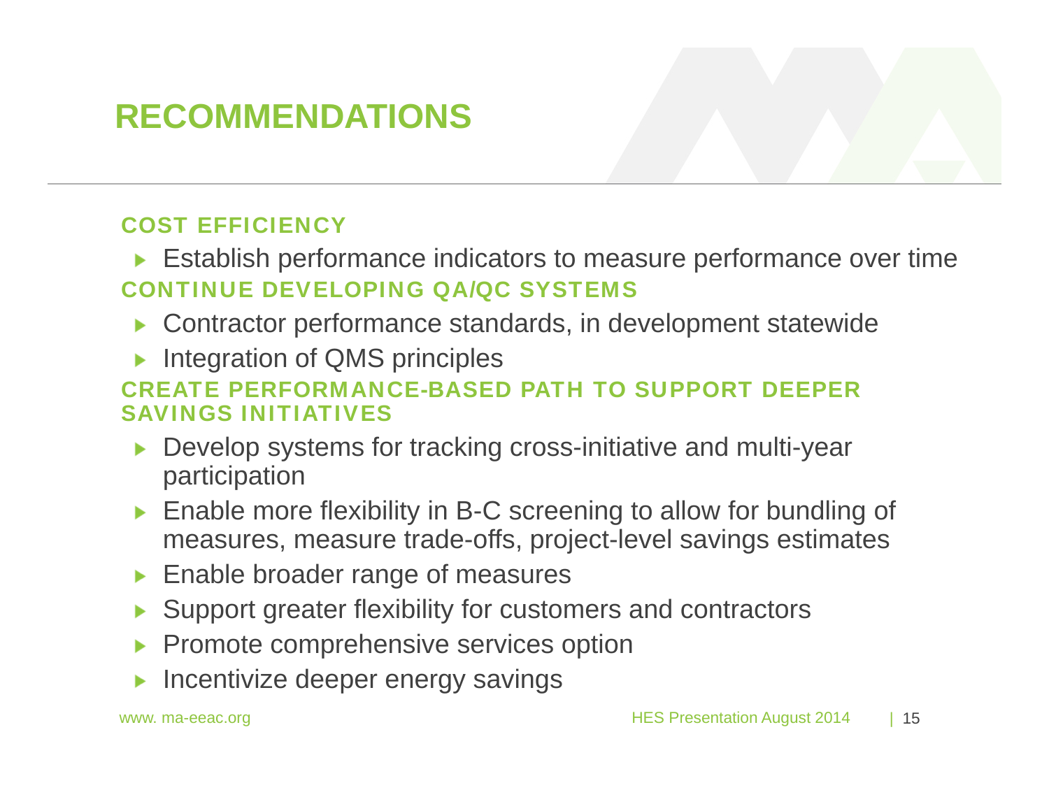# RECOMMENDATIONS

## COST EFFICIENCY

- Establish performance indicators to measure performance over time

## CONTINUE DEVELOPING QA/QC SYSTEMS

- Contractor performance standards, in development statewide
- Integration of QMS principles

## CREATE PERFORMANCE-BASED PATH TO SUPPORT DEEPER SAVINGS INITIATIVES

- Develop systems for tracking cross-initiative and multi-year participation
- Enable more flexibility in B-C screening to allow for bundling of measures, measure trade-offs, project-level savings estimates
- Enable broader range of measures
- Support greater flexibility for customers and contractors
- Promote comprehensive services option
- Incentivize deeper energy savings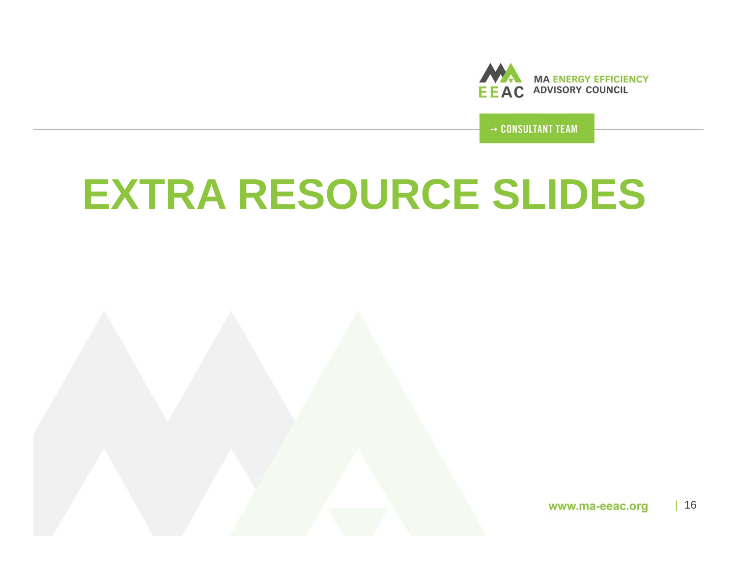MA ENERGY EFFICIENCY ADVISORY COUNCIL

→ CONSULTANT TEAM

# EXTRA RESOURCE SLIDES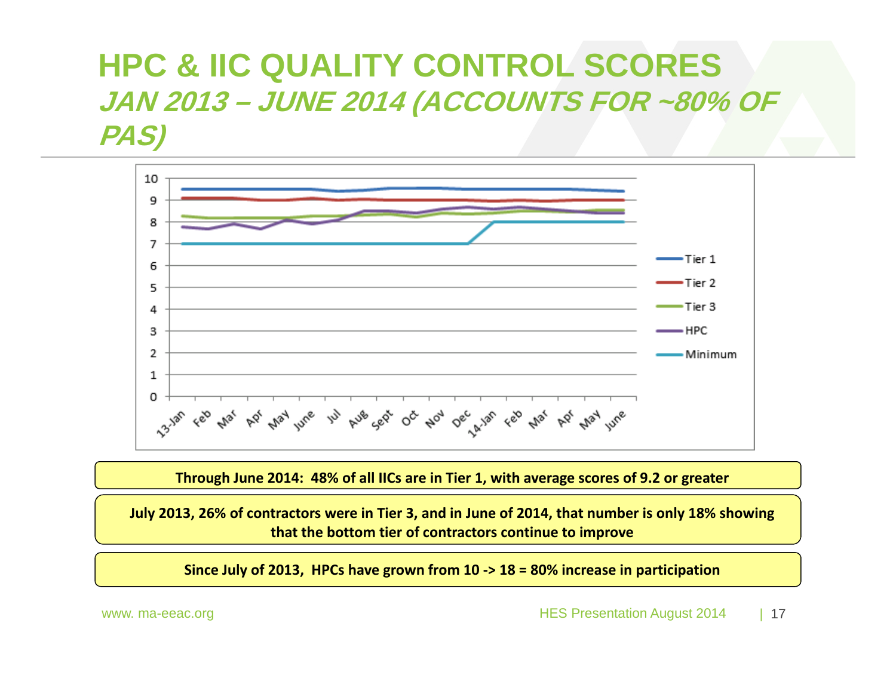# HPC & IIC QUALITY CONTROL SCORES

## *JAN 2013 – JUNE 2014 (ACCOUNTS FOR ~80% OF PAS)*

**Through June 2014: 48% of all IICs are in Tier 1, with average scores of 9.2 or greater**

**July 2013, 26% of contractors were in Tier 3, and in June of 2014, that number is only 18% showing that the bottom tier of contractors continue to improve**

**Since July of 2013, HPCs have grown from 10 -> 18 = 80% increase in participation**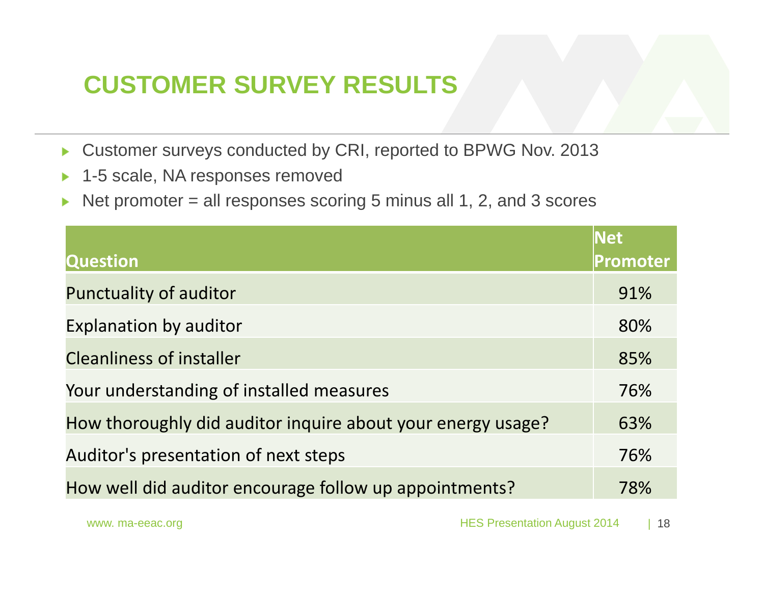# CUSTOMER SURVEY RESULTS

- Customer surveys conducted by CRI, reported to BPWG Nov. 2013
- 1-5 scale, NA responses removed
- Net promoter = all responses scoring 5 minus all 1, 2, and 3 scores

| Question | Net Promoter |
|---|---|
| Punctuality of auditor | 91% |
| Explanation by auditor | 80% |
| Cleanliness of installer | 85% |
| Your understanding of installed measures | 76% |
| How thoroughly did auditor inquire about your energy usage? | 63% |
| Auditor's presentation of next steps | 76% |
| How well did auditor encourage follow up appointments? | 78% |

www. ma-eeac.org

HES Presentation August 2014